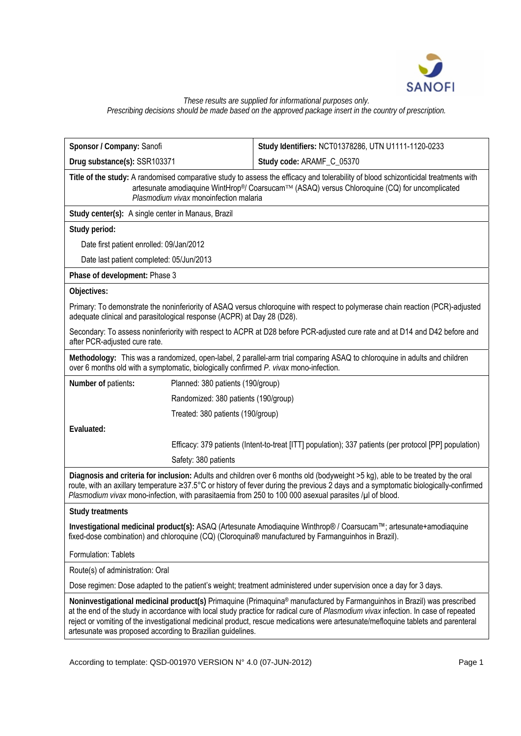*These results are supplied for informational purposes only.*
*Prescribing decisions should be made based on the approved package insert in the country of prescription.*

| | | |
|---|---|---|
| **Sponsor / Company:** Sanofi | | **Study Identifiers:** NCT01378286, UTN U1111-1120-0233 |
| **Drug substance(s):** SSR103371 | | **Study code:** ARAMF_C_05370 |

**Title of the study:** A randomised comparative study to assess the efficacy and tolerability of blood schizonticidal treatments with artesunate amodiaquine WintHrop®/ Coarsucam™ (ASAQ) versus Chloroquine (CQ) for uncomplicated *Plasmodium vivax* monoinfection malaria

**Study center(s):** A single center in Manaus, Brazil

**Study period:**

Date first patient enrolled: 09/Jan/2012

Date last patient completed: 05/Jun/2013

**Phase of development:** Phase 3

**Objectives:**

Primary: To demonstrate the noninferiority of ASAQ versus chloroquine with respect to polymerase chain reaction (PCR)-adjusted adequate clinical and parasitological response (ACPR) at Day 28 (D28).

Secondary: To assess noninferiority with respect to ACPR at D28 before PCR-adjusted cure rate and at D14 and D42 before and after PCR-adjusted cure rate.

**Methodology:** This was a randomized, open-label, 2 parallel-arm trial comparing ASAQ to chloroquine in adults and children over 6 months old with a symptomatic, biologically confirmed *P. vivax* mono-infection.

| | |
|---|---|
| **Number of** patients**:** | Planned: 380 patients (190/group) |
| | Randomized: 380 patients (190/group) |
| | Treated: 380 patients (190/group) |
| **Evaluated:** | |
| | Efficacy: 379 patients (Intent-to-treat [ITT] population); 337 patients (per protocol [PP] population) |
| | Safety: 380 patients |

**Diagnosis and criteria for inclusion:** Adults and children over 6 months old (bodyweight >5 kg), able to be treated by the oral route, with an axillary temperature ≥37.5°C or history of fever during the previous 2 days and a symptomatic biologically-confirmed *Plasmodium vivax* mono-infection, with parasitaemia from 250 to 100 000 asexual parasites /µl of blood.

**Study treatments**

**Investigational medicinal product(s):** ASAQ (Artesunate Amodiaquine Winthrop® / Coarsucam™; artesunate+amodiaquine fixed-dose combination) and chloroquine (CQ) (Cloroquina® manufactured by Farmanguinhos in Brazil).

Formulation: Tablets

Route(s) of administration: Oral

Dose regimen: Dose adapted to the patient's weight; treatment administered under supervision once a day for 3 days.

**Noninvestigational medicinal product(s)** Primaquine (Primaquina® manufactured by Farmanguinhos in Brazil) was prescribed at the end of the study in accordance with local study practice for radical cure of *Plasmodium vivax* infection. In case of repeated reject or vomiting of the investigational medicinal product, rescue medications were artesunate/mefloquine tablets and parenteral artesunate was proposed according to Brazilian guidelines.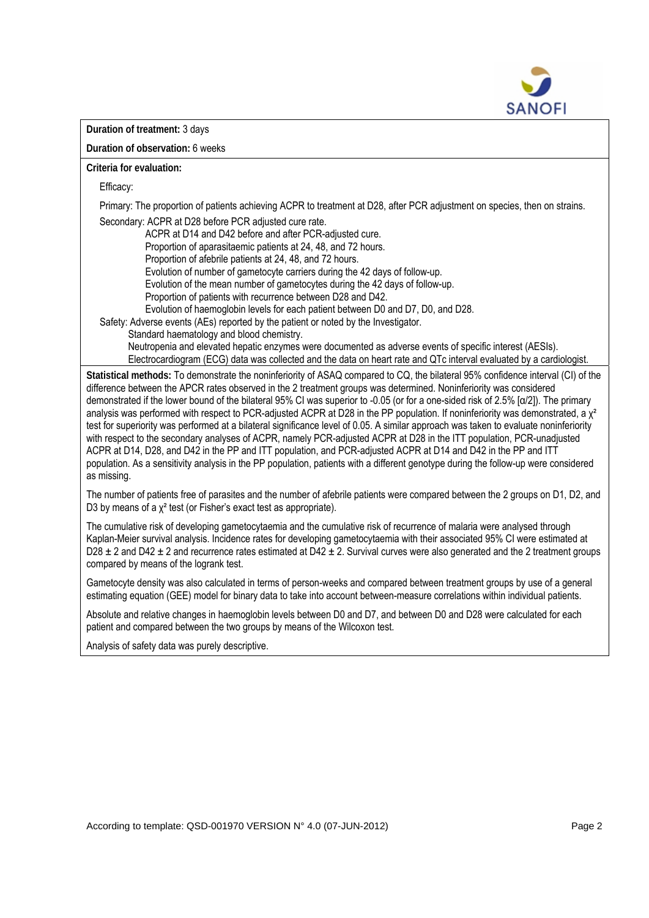**Duration of treatment:** 3 days

**Duration of observation:** 6 weeks

**Criteria for evaluation:**

Efficacy:

Primary: The proportion of patients achieving ACPR to treatment at D28, after PCR adjustment on species, then on strains.

Secondary: ACPR at D28 before PCR adjusted cure rate.
- ACPR at D14 and D42 before and after PCR-adjusted cure.
- Proportion of aparasitaemic patients at 24, 48, and 72 hours.
- Proportion of afebrile patients at 24, 48, and 72 hours.
- Evolution of number of gametocyte carriers during the 42 days of follow-up.
- Evolution of the mean number of gametocytes during the 42 days of follow-up.
- Proportion of patients with recurrence between D28 and D42.
- Evolution of haemoglobin levels for each patient between D0 and D7, D0, and D28.

Safety: Adverse events (AEs) reported by the patient or noted by the Investigator.
- Standard haematology and blood chemistry.
- Neutropenia and elevated hepatic enzymes were documented as adverse events of specific interest (AESIs).
- Electrocardiogram (ECG) data was collected and the data on heart rate and QTc interval evaluated by a cardiologist.

**Statistical methods:** To demonstrate the noninferiority of ASAQ compared to CQ, the bilateral 95% confidence interval (CI) of the difference between the APCR rates observed in the 2 treatment groups was determined. Noninferiority was considered demonstrated if the lower bound of the bilateral 95% CI was superior to -0.05 (or for a one-sided risk of 2.5% [$\alpha/2$]). The primary analysis was performed with respect to PCR-adjusted ACPR at D28 in the PP population. If noninferiority was demonstrated, a $\chi^2$ test for superiority was performed at a bilateral significance level of 0.05. A similar approach was taken to evaluate noninferiority with respect to the secondary analyses of ACPR, namely PCR-adjusted ACPR at D28 in the ITT population, PCR-unadjusted ACPR at D14, D28, and D42 in the PP and ITT population, and PCR-adjusted ACPR at D14 and D42 in the PP and ITT population. As a sensitivity analysis in the PP population, patients with a different genotype during the follow-up were considered as missing.

The number of patients free of parasites and the number of afebrile patients were compared between the 2 groups on D1, D2, and D3 by means of a $\chi^2$ test (or Fisher's exact test as appropriate).

The cumulative risk of developing gametocytaemia and the cumulative risk of recurrence of malaria were analysed through Kaplan-Meier survival analysis. Incidence rates for developing gametocytaemia with their associated 95% CI were estimated at D28 $\pm$ 2 and D42 $\pm$ 2 and recurrence rates estimated at D42 $\pm$ 2. Survival curves were also generated and the 2 treatment groups compared by means of the logrank test.

Gametocyte density was also calculated in terms of person-weeks and compared between treatment groups by use of a general estimating equation (GEE) model for binary data to take into account between-measure correlations within individual patients.

Absolute and relative changes in haemoglobin levels between D0 and D7, and between D0 and D28 were calculated for each patient and compared between the two groups by means of the Wilcoxon test.

Analysis of safety data was purely descriptive.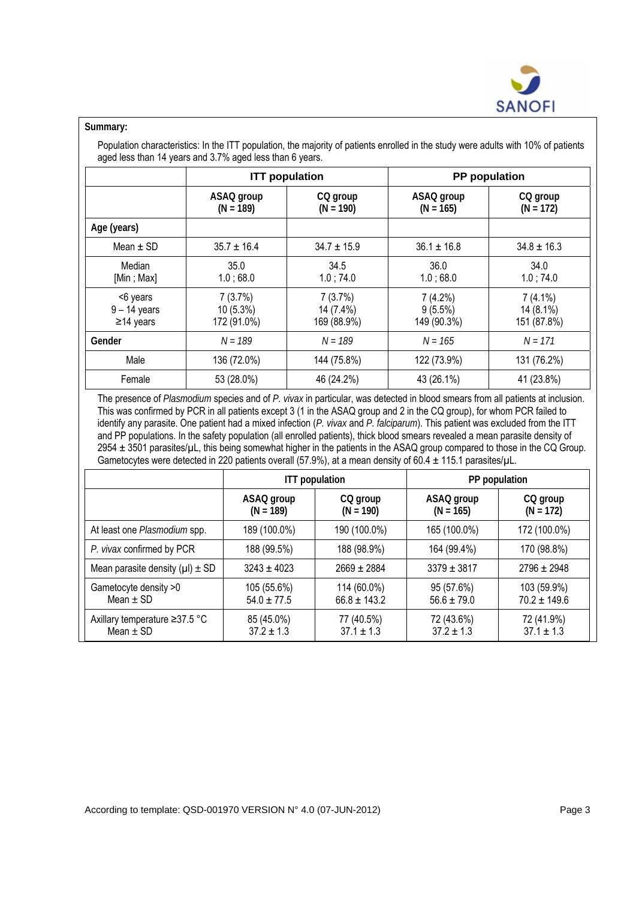**Summary:**

Population characteristics: In the ITT population, the majority of patients enrolled in the study were adults with 10% of patients aged less than 14 years and 3.7% aged less than 6 years.

| | ITT population | | PP population | |
|---|---|---|---|---|
| | ASAQ group (N = 189) | CQ group (N = 190) | ASAQ group (N = 165) | CQ group (N = 172) |
| **Age (years)** | | | | |
| Mean ± SD | 35.7 ± 16.4 | 34.7 ± 15.9 | 36.1 ± 16.8 | 34.8 ± 16.3 |
| Median [Min ; Max] | 35.0 1.0 ; 68.0 | 34.5 1.0 ; 74.0 | 36.0 1.0 ; 68.0 | 34.0 1.0 ; 74.0 |
| <6 years 9 – 14 years ≥14 years | 7 (3.7%) 10 (5.3%) 172 (91.0%) | 7 (3.7%) 14 (7.4%) 169 (88.9%) | 7 (4.2%) 9 (5.5%) 149 (90.3%) | 7 (4.1%) 14 (8.1%) 151 (87.8%) |
| **Gender** | *N = 189* | *N = 189* | *N = 165* | *N = 171* |
| Male | 136 (72.0%) | 144 (75.8%) | 122 (73.9%) | 131 (76.2%) |
| Female | 53 (28.0%) | 46 (24.2%) | 43 (26.1%) | 41 (23.8%) |

The presence of *Plasmodium* species and of *P. vivax* in particular, was detected in blood smears from all patients at inclusion. This was confirmed by PCR in all patients except 3 (1 in the ASAQ group and 2 in the CQ group), for whom PCR failed to identify any parasite. One patient had a mixed infection (*P. vivax* and *P. falciparum*). This patient was excluded from the ITT and PP populations. In the safety population (all enrolled patients), thick blood smears revealed a mean parasite density of 2954 ± 3501 parasites/µL, this being somewhat higher in the patients in the ASAQ group compared to those in the CQ Group. Gametocytes were detected in 220 patients overall (57.9%), at a mean density of 60.4 ± 115.1 parasites/µL.

| | ITT population | | PP population | |
|---|---|---|---|---|
| | ASAQ group (N = 189) | CQ group (N = 190) | ASAQ group (N = 165) | CQ group (N = 172) |
| At least one *Plasmodium* spp. | 189 (100.0%) | 190 (100.0%) | 165 (100.0%) | 172 (100.0%) |
| *P. vivax* confirmed by PCR | 188 (99.5%) | 188 (98.9%) | 164 (99.4%) | 170 (98.8%) |
| Mean parasite density (µl) ± SD | 3243 ± 4023 | 2669 ± 2884 | 3379 ± 3817 | 2796 ± 2948 |
| Gametocyte density >0 Mean ± SD | 105 (55.6%) 54.0 ± 77.5 | 114 (60.0%) 66.8 ± 143.2 | 95 (57.6%) 56.6 ± 79.0 | 103 (59.9%) 70.2 ± 149.6 |
| Axillary temperature ≥37.5 °C Mean ± SD | 85 (45.0%) 37.2 ± 1.3 | 77 (40.5%) 37.1 ± 1.3 | 72 (43.6%) 37.2 ± 1.3 | 72 (41.9%) 37.1 ± 1.3 |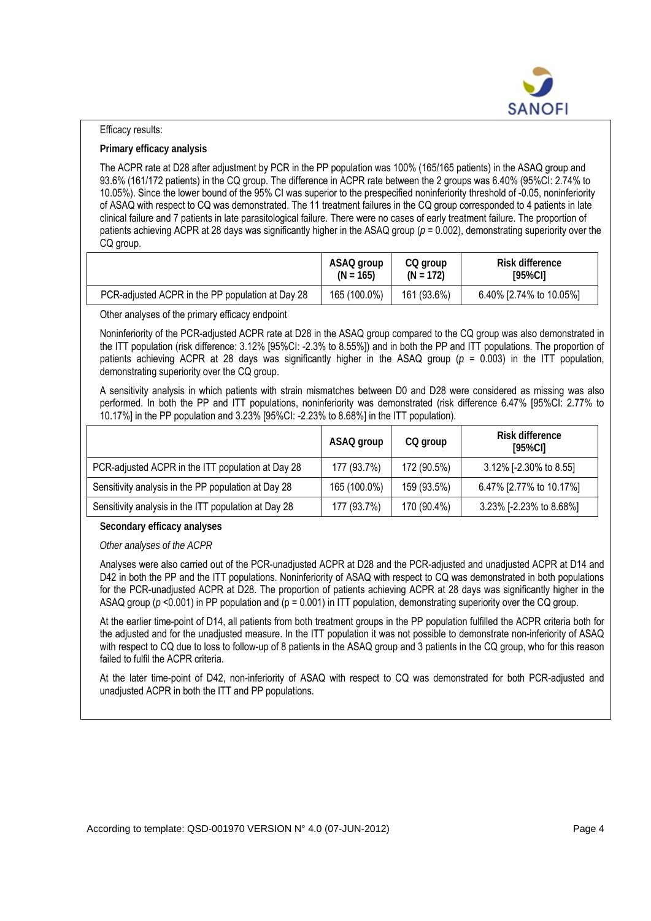Efficacy results:

**Primary efficacy analysis**

The ACPR rate at D28 after adjustment by PCR in the PP population was 100% (165/165 patients) in the ASAQ group and 93.6% (161/172 patients) in the CQ group. The difference in ACPR rate between the 2 groups was 6.40% (95%CI: 2.74% to 10.05%). Since the lower bound of the 95% CI was superior to the prespecified noninferiority threshold of -0.05, noninferiority of ASAQ with respect to CQ was demonstrated. The 11 treatment failures in the CQ group corresponded to 4 patients in late clinical failure and 7 patients in late parasitological failure. There were no cases of early treatment failure. The proportion of patients achieving ACPR at 28 days was significantly higher in the ASAQ group ($p = 0.002$), demonstrating superiority over the CQ group.

| | ASAQ group (N = 165) | CQ group (N = 172) | Risk difference [95%CI] |
|---|---|---|---|
| PCR-adjusted ACPR in the PP population at Day 28 | 165 (100.0%) | 161 (93.6%) | 6.40% [2.74% to 10.05%] |

Other analyses of the primary efficacy endpoint

Noninferiority of the PCR-adjusted ACPR rate at D28 in the ASAQ group compared to the CQ group was also demonstrated in the ITT population (risk difference: 3.12% [95%CI: -2.3% to 8.55%]) and in both the PP and ITT populations. The proportion of patients achieving ACPR at 28 days was significantly higher in the ASAQ group ($p = 0.003$) in the ITT population, demonstrating superiority over the CQ group.

A sensitivity analysis in which patients with strain mismatches between D0 and D28 were considered as missing was also performed. In both the PP and ITT populations, noninferiority was demonstrated (risk difference 6.47% [95%CI: 2.77% to 10.17%] in the PP population and 3.23% [95%CI: -2.23% to 8.68%] in the ITT population).

| | ASAQ group | CQ group | Risk difference [95%CI] |
|---|---|---|---|
| PCR-adjusted ACPR in the ITT population at Day 28 | 177 (93.7%) | 172 (90.5%) | 3.12% [-2.30% to 8.55] |
| Sensitivity analysis in the PP population at Day 28 | 165 (100.0%) | 159 (93.5%) | 6.47% [2.77% to 10.17%] |
| Sensitivity analysis in the ITT population at Day 28 | 177 (93.7%) | 170 (90.4%) | 3.23% [-2.23% to 8.68%] |

**Secondary efficacy analyses**

*Other analyses of the ACPR*

Analyses were also carried out of the PCR-unadjusted ACPR at D28 and the PCR-adjusted and unadjusted ACPR at D14 and D42 in both the PP and the ITT populations. Noninferiority of ASAQ with respect to CQ was demonstrated in both populations for the PCR-unadjusted ACPR at D28. The proportion of patients achieving ACPR at 28 days was significantly higher in the ASAQ group ($p < 0.001$) in PP population and ($p = 0.001$) in ITT population, demonstrating superiority over the CQ group.

At the earlier time-point of D14, all patients from both treatment groups in the PP population fulfilled the ACPR criteria both for the adjusted and for the unadjusted measure. In the ITT population it was not possible to demonstrate non-inferiority of ASAQ with respect to CQ due to loss to follow-up of 8 patients in the ASAQ group and 3 patients in the CQ group, who for this reason failed to fulfil the ACPR criteria.

At the later time-point of D42, non-inferiority of ASAQ with respect to CQ was demonstrated for both PCR-adjusted and unadjusted ACPR in both the ITT and PP populations.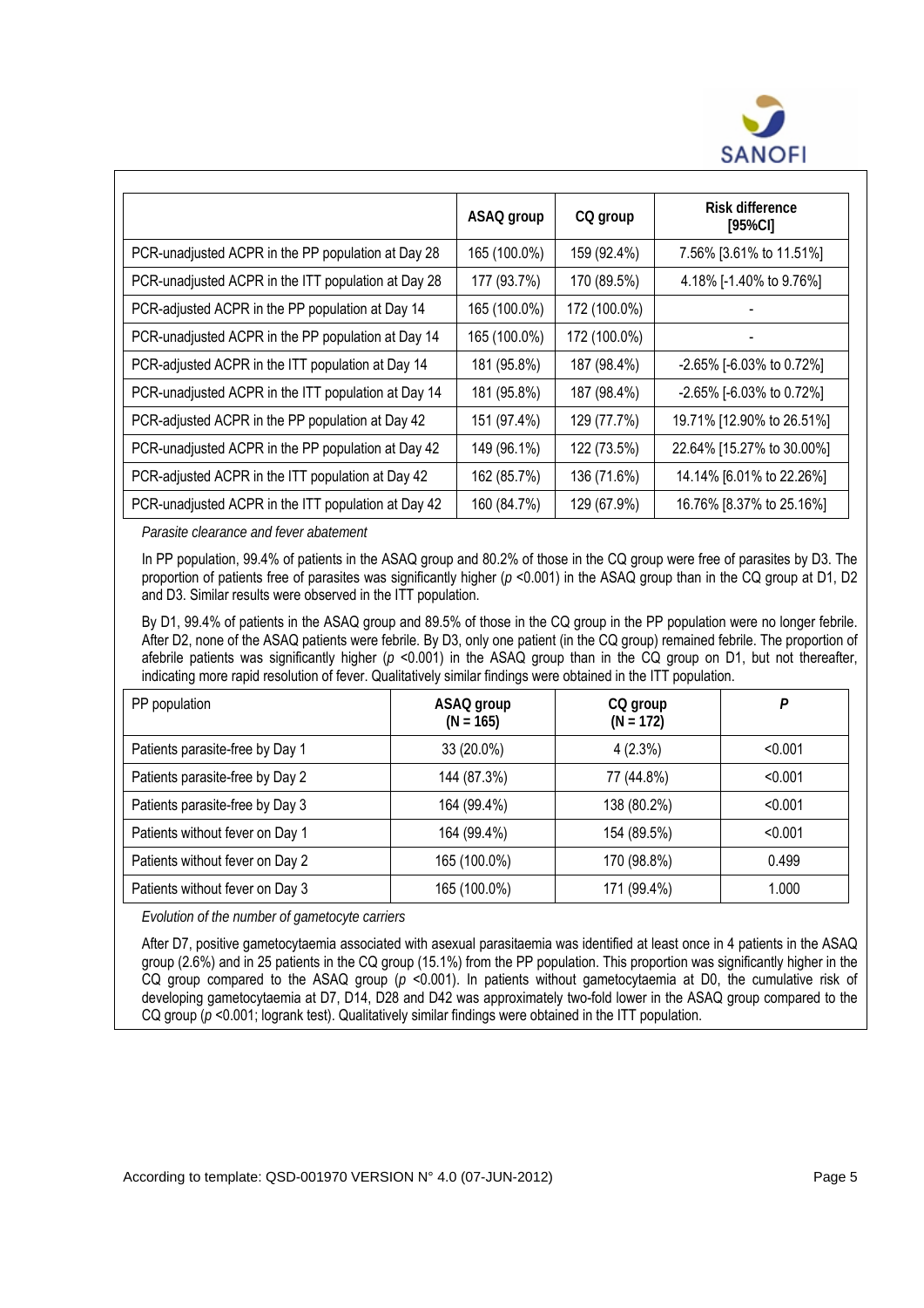| | ASAQ group | CQ group | Risk difference [95%CI] |
|---|---|---|---|
| PCR-unadjusted ACPR in the PP population at Day 28 | 165 (100.0%) | 159 (92.4%) | 7.56% [3.61% to 11.51%] |
| PCR-unadjusted ACPR in the ITT population at Day 28 | 177 (93.7%) | 170 (89.5%) | 4.18% [-1.40% to 9.76%] |
| PCR-adjusted ACPR in the PP population at Day 14 | 165 (100.0%) | 172 (100.0%) | - |
| PCR-unadjusted ACPR in the PP population at Day 14 | 165 (100.0%) | 172 (100.0%) | - |
| PCR-adjusted ACPR in the ITT population at Day 14 | 181 (95.8%) | 187 (98.4%) | -2.65% [-6.03% to 0.72%] |
| PCR-unadjusted ACPR in the ITT population at Day 14 | 181 (95.8%) | 187 (98.4%) | -2.65% [-6.03% to 0.72%] |
| PCR-adjusted ACPR in the PP population at Day 42 | 151 (97.4%) | 129 (77.7%) | 19.71% [12.90% to 26.51%] |
| PCR-unadjusted ACPR in the PP population at Day 42 | 149 (96.1%) | 122 (73.5%) | 22.64% [15.27% to 30.00%] |
| PCR-adjusted ACPR in the ITT population at Day 42 | 162 (85.7%) | 136 (71.6%) | 14.14% [6.01% to 22.26%] |
| PCR-unadjusted ACPR in the ITT population at Day 42 | 160 (84.7%) | 129 (67.9%) | 16.76% [8.37% to 25.16%] |

*Parasite clearance and fever abatement*

In PP population, 99.4% of patients in the ASAQ group and 80.2% of those in the CQ group were free of parasites by D3. The proportion of patients free of parasites was significantly higher ($p$ <0.001) in the ASAQ group than in the CQ group at D1, D2 and D3. Similar results were observed in the ITT population.

By D1, 99.4% of patients in the ASAQ group and 89.5% of those in the CQ group in the PP population were no longer febrile. After D2, none of the ASAQ patients were febrile. By D3, only one patient (in the CQ group) remained febrile. The proportion of afebrile patients was significantly higher ($p$ <0.001) in the ASAQ group than in the CQ group on D1, but not thereafter, indicating more rapid resolution of fever. Qualitatively similar findings were obtained in the ITT population.

| PP population | ASAQ group (N = 165) | CQ group (N = 172) | *P* |
|---|---|---|---|
| Patients parasite-free by Day 1 | 33 (20.0%) | 4 (2.3%) | <0.001 |
| Patients parasite-free by Day 2 | 144 (87.3%) | 77 (44.8%) | <0.001 |
| Patients parasite-free by Day 3 | 164 (99.4%) | 138 (80.2%) | <0.001 |
| Patients without fever on Day 1 | 164 (99.4%) | 154 (89.5%) | <0.001 |
| Patients without fever on Day 2 | 165 (100.0%) | 170 (98.8%) | 0.499 |
| Patients without fever on Day 3 | 165 (100.0%) | 171 (99.4%) | 1.000 |

*Evolution of the number of gametocyte carriers*

After D7, positive gametocytaemia associated with asexual parasitaemia was identified at least once in 4 patients in the ASAQ group (2.6%) and in 25 patients in the CQ group (15.1%) from the PP population. This proportion was significantly higher in the CQ group compared to the ASAQ group ($p$ <0.001). In patients without gametocytaemia at D0, the cumulative risk of developing gametocytaemia at D7, D14, D28 and D42 was approximately two-fold lower in the ASAQ group compared to the CQ group ($p$ <0.001; logrank test). Qualitatively similar findings were obtained in the ITT population.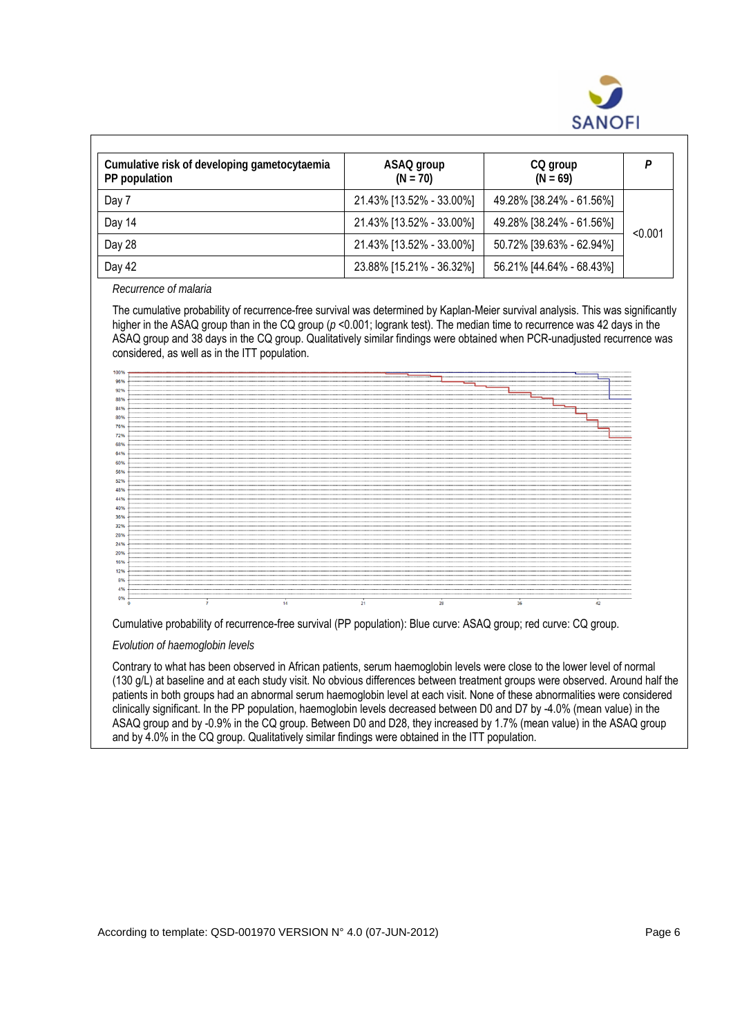| Cumulative risk of developing gametocytaemia PP population | ASAQ group (N = 70) | CQ group (N = 69) | *P* |
|---|---|---|---|
| Day 7 | 21.43% [13.52% - 33.00%] | 49.28% [38.24% - 61.56%] | <0.001 |
| Day 14 | 21.43% [13.52% - 33.00%] | 49.28% [38.24% - 61.56%] | |
| Day 28 | 21.43% [13.52% - 33.00%] | 50.72% [39.63% - 62.94%] | |
| Day 42 | 23.88% [15.21% - 36.32%] | 56.21% [44.64% - 68.43%] | |

*Recurrence of malaria*

The cumulative probability of recurrence-free survival was determined by Kaplan-Meier survival analysis. This was significantly higher in the ASAQ group than in the CQ group ($p$ <0.001; logrank test). The median time to recurrence was 42 days in the ASAQ group and 38 days in the CQ group. Qualitatively similar findings were obtained when PCR-unadjusted recurrence was considered, as well as in the ITT population.

Cumulative probability of recurrence-free survival (PP population): Blue curve: ASAQ group; red curve: CQ group.

*Evolution of haemoglobin levels*

Contrary to what has been observed in African patients, serum haemoglobin levels were close to the lower level of normal (130 g/L) at baseline and at each study visit. No obvious differences between treatment groups were observed. Around half the patients in both groups had an abnormal serum haemoglobin level at each visit. None of these abnormalities were considered clinically significant. In the PP population, haemoglobin levels decreased between D0 and D7 by -4.0% (mean value) in the ASAQ group and by -0.9% in the CQ group. Between D0 and D28, they increased by 1.7% (mean value) in the ASAQ group and by 4.0% in the CQ group. Qualitatively similar findings were obtained in the ITT population.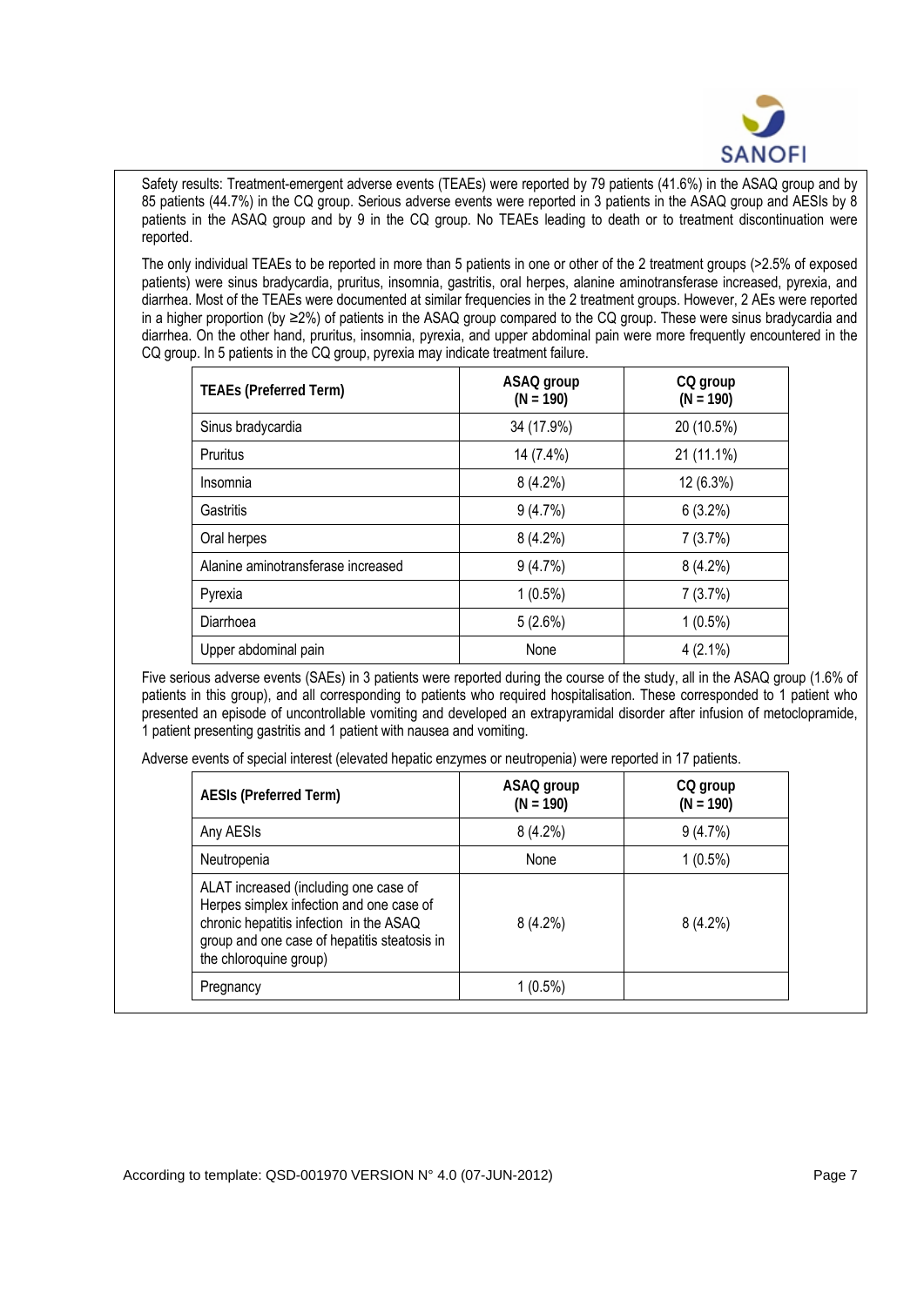Safety results: Treatment-emergent adverse events (TEAEs) were reported by 79 patients (41.6%) in the ASAQ group and by 85 patients (44.7%) in the CQ group. Serious adverse events were reported in 3 patients in the ASAQ group and AESIs by 8 patients in the ASAQ group and by 9 in the CQ group. No TEAEs leading to death or to treatment discontinuation were reported.

The only individual TEAEs to be reported in more than 5 patients in one or other of the 2 treatment groups (>2.5% of exposed patients) were sinus bradycardia, pruritus, insomnia, gastritis, oral herpes, alanine aminotransferase increased, pyrexia, and diarrhea. Most of the TEAEs were documented at similar frequencies in the 2 treatment groups. However, 2 AEs were reported in a higher proportion (by ≥2%) of patients in the ASAQ group compared to the CQ group. These were sinus bradycardia and diarrhea. On the other hand, pruritus, insomnia, pyrexia, and upper abdominal pain were more frequently encountered in the CQ group. In 5 patients in the CQ group, pyrexia may indicate treatment failure.

| TEAEs (Preferred Term) | ASAQ group (N = 190) | CQ group (N = 190) |
|---|---|---|
| Sinus bradycardia | 34 (17.9%) | 20 (10.5%) |
| Pruritus | 14 (7.4%) | 21 (11.1%) |
| Insomnia | 8 (4.2%) | 12 (6.3%) |
| Gastritis | 9 (4.7%) | 6 (3.2%) |
| Oral herpes | 8 (4.2%) | 7 (3.7%) |
| Alanine aminotransferase increased | 9 (4.7%) | 8 (4.2%) |
| Pyrexia | 1 (0.5%) | 7 (3.7%) |
| Diarrhoea | 5 (2.6%) | 1 (0.5%) |
| Upper abdominal pain | None | 4 (2.1%) |

Five serious adverse events (SAEs) in 3 patients were reported during the course of the study, all in the ASAQ group (1.6% of patients in this group), and all corresponding to patients who required hospitalisation. These corresponded to 1 patient who presented an episode of uncontrollable vomiting and developed an extrapyramidal disorder after infusion of metoclopramide, 1 patient presenting gastritis and 1 patient with nausea and vomiting.

Adverse events of special interest (elevated hepatic enzymes or neutropenia) were reported in 17 patients.

| AESIs (Preferred Term) | ASAQ group (N = 190) | CQ group (N = 190) |
|---|---|---|
| Any AESIs | 8 (4.2%) | 9 (4.7%) |
| Neutropenia | None | 1 (0.5%) |
| ALAT increased (including one case of Herpes simplex infection and one case of chronic hepatitis infection in the ASAQ group and one case of hepatitis steatosis in the chloroquine group) | 8 (4.2%) | 8 (4.2%) |
| Pregnancy | 1 (0.5%) | |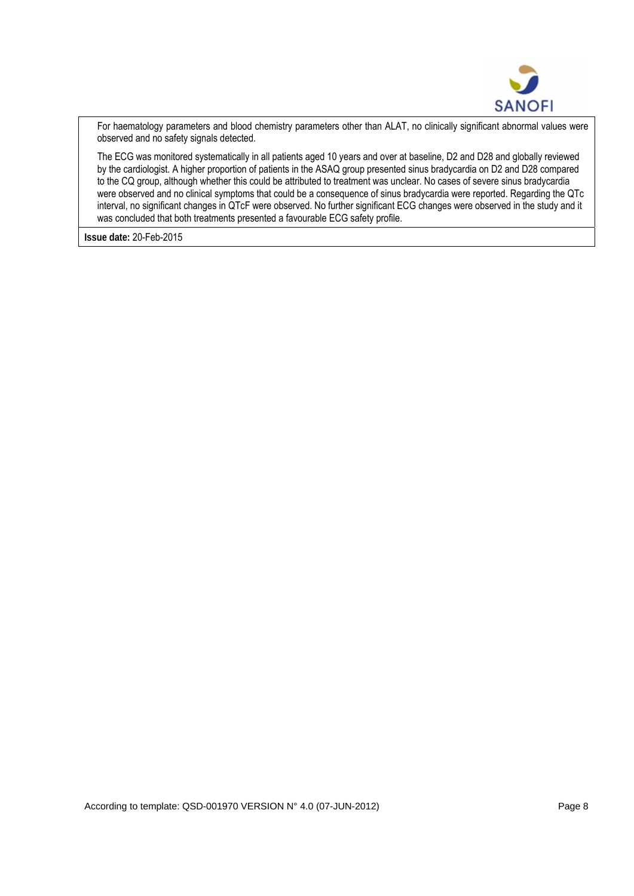For haematology parameters and blood chemistry parameters other than ALAT, no clinically significant abnormal values were observed and no safety signals detected.

The ECG was monitored systematically in all patients aged 10 years and over at baseline, D2 and D28 and globally reviewed by the cardiologist. A higher proportion of patients in the ASAQ group presented sinus bradycardia on D2 and D28 compared to the CQ group, although whether this could be attributed to treatment was unclear. No cases of severe sinus bradycardia were observed and no clinical symptoms that could be a consequence of sinus bradycardia were reported. Regarding the QTc interval, no significant changes in QTcF were observed. No further significant ECG changes were observed in the study and it was concluded that both treatments presented a favourable ECG safety profile.

**Issue date:** 20-Feb-2015